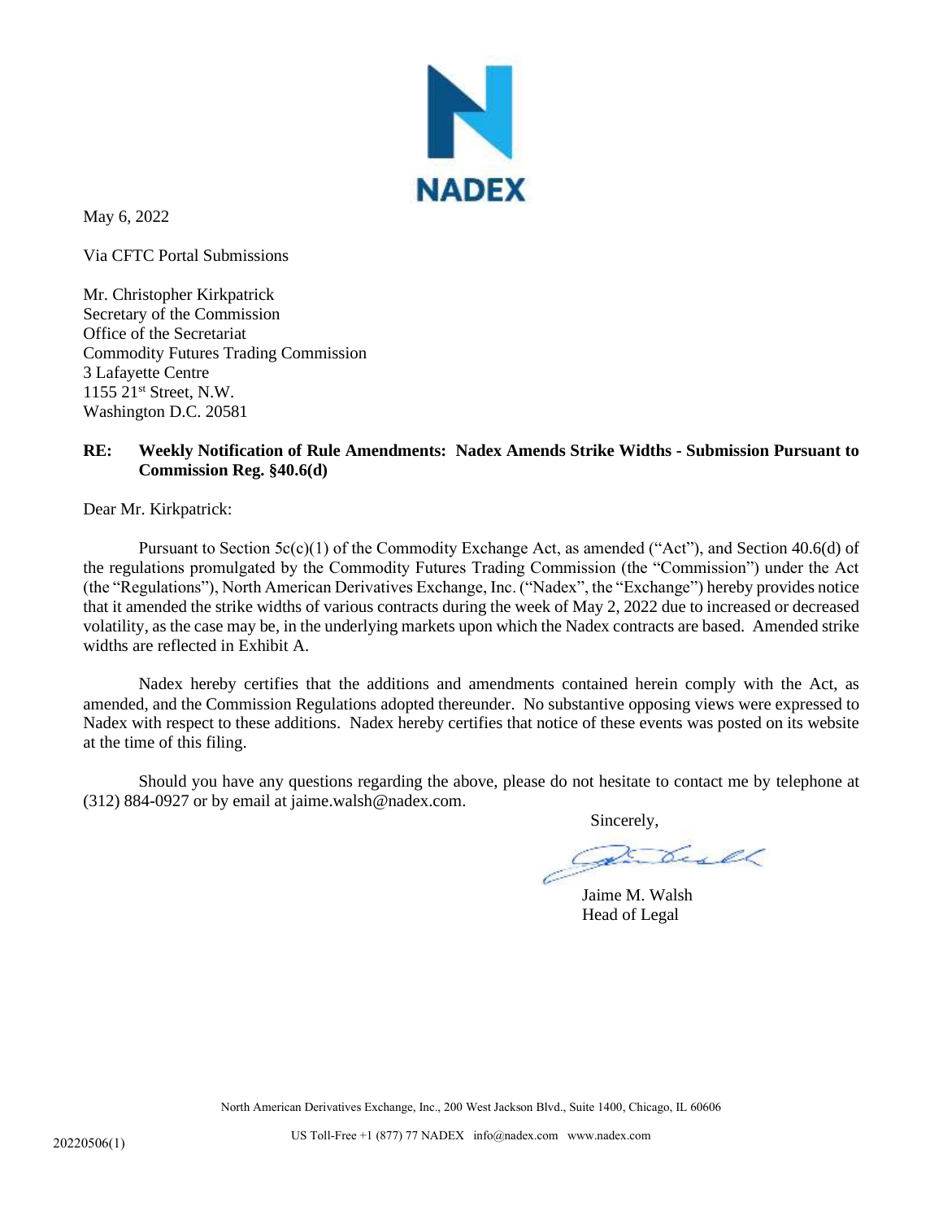NADEX

May 6, 2022

Via CFTC Portal Submissions

Mr. Christopher Kirkpatrick
Secretary of the Commission
Office of the Secretariat
Commodity Futures Trading Commission
3 Lafayette Centre
1155 21st Street, N.W.
Washington D.C. 20581

**RE: Weekly Notification of Rule Amendments: Nadex Amends Strike Widths - Submission Pursuant to Commission Reg. §40.6(d)**

Dear Mr. Kirkpatrick:

Pursuant to Section 5c(c)(1) of the Commodity Exchange Act, as amended ("Act"), and Section 40.6(d) of the regulations promulgated by the Commodity Futures Trading Commission (the "Commission") under the Act (the "Regulations"), North American Derivatives Exchange, Inc. ("Nadex", the "Exchange") hereby provides notice that it amended the strike widths of various contracts during the week of May 2, 2022 due to increased or decreased volatility, as the case may be, in the underlying markets upon which the Nadex contracts are based. Amended strike widths are reflected in Exhibit A.

Nadex hereby certifies that the additions and amendments contained herein comply with the Act, as amended, and the Commission Regulations adopted thereunder. No substantive opposing views were expressed to Nadex with respect to these additions. Nadex hereby certifies that notice of these events was posted on its website at the time of this filing.

Should you have any questions regarding the above, please do not hesitate to contact me by telephone at (312) 884-0927 or by email at jaime.walsh@nadex.com.

Sincerely,

Jaime M. Walsh
Head of Legal

North American Derivatives Exchange, Inc., 200 West Jackson Blvd., Suite 1400, Chicago, IL 60606

US Toll-Free +1 (877) 77 NADEX info@nadex.com www.nadex.com

20220506(1)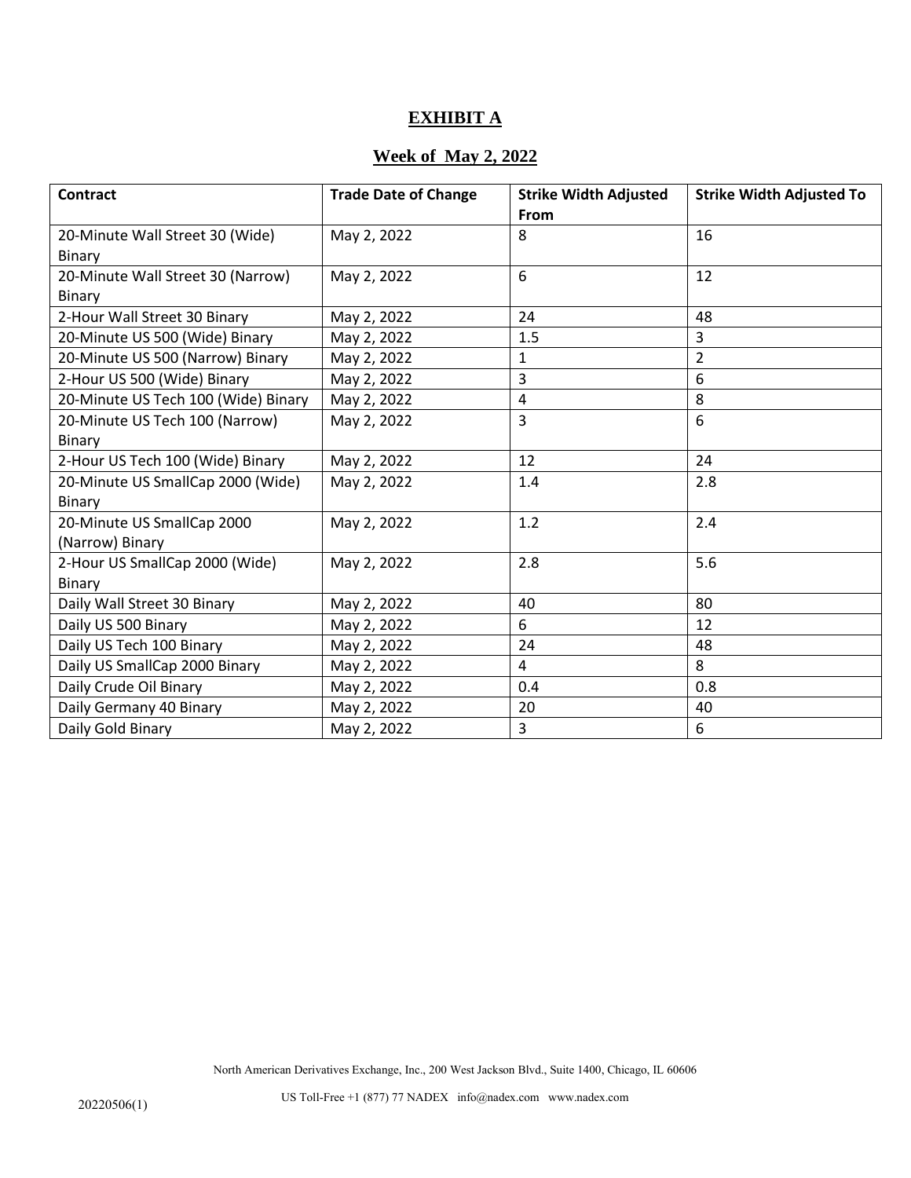# EXHIBIT A

## Week of May 2, 2022

| Contract | Trade Date of Change | Strike Width Adjusted From | Strike Width Adjusted To |
|---|---|---|---|
| 20-Minute Wall Street 30 (Wide) Binary | May 2, 2022 | 8 | 16 |
| 20-Minute Wall Street 30 (Narrow) Binary | May 2, 2022 | 6 | 12 |
| 2-Hour Wall Street 30 Binary | May 2, 2022 | 24 | 48 |
| 20-Minute US 500 (Wide) Binary | May 2, 2022 | 1.5 | 3 |
| 20-Minute US 500 (Narrow) Binary | May 2, 2022 | 1 | 2 |
| 2-Hour US 500 (Wide) Binary | May 2, 2022 | 3 | 6 |
| 20-Minute US Tech 100 (Wide) Binary | May 2, 2022 | 4 | 8 |
| 20-Minute US Tech 100 (Narrow) Binary | May 2, 2022 | 3 | 6 |
| 2-Hour US Tech 100 (Wide) Binary | May 2, 2022 | 12 | 24 |
| 20-Minute US SmallCap 2000 (Wide) Binary | May 2, 2022 | 1.4 | 2.8 |
| 20-Minute US SmallCap 2000 (Narrow) Binary | May 2, 2022 | 1.2 | 2.4 |
| 2-Hour US SmallCap 2000 (Wide) Binary | May 2, 2022 | 2.8 | 5.6 |
| Daily Wall Street 30 Binary | May 2, 2022 | 40 | 80 |
| Daily US 500 Binary | May 2, 2022 | 6 | 12 |
| Daily US Tech 100 Binary | May 2, 2022 | 24 | 48 |
| Daily US SmallCap 2000 Binary | May 2, 2022 | 4 | 8 |
| Daily Crude Oil Binary | May 2, 2022 | 0.4 | 0.8 |
| Daily Germany 40 Binary | May 2, 2022 | 20 | 40 |
| Daily Gold Binary | May 2, 2022 | 3 | 6 |